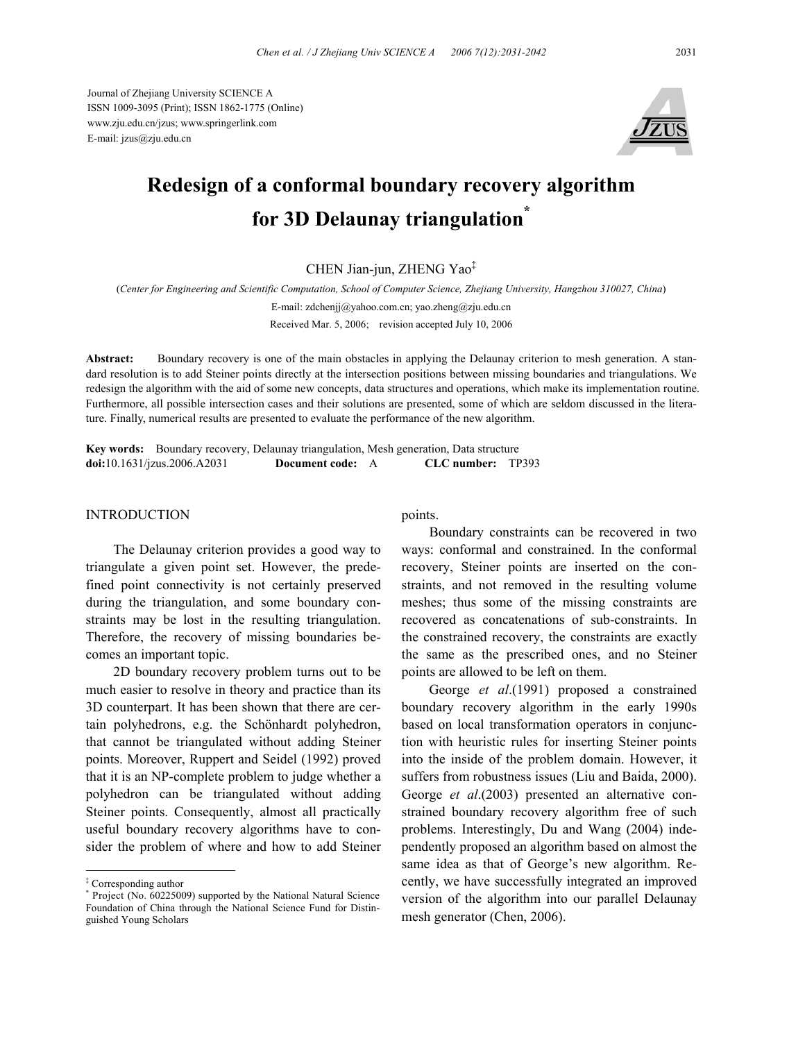Journal of Zhejiang University SCIENCE A
ISSN 1009-3095 (Print); ISSN 1862-1775 (Online)
www.zju.edu.cn/jzus; www.springerlink.com
E-mail: jzus@zju.edu.cn

# Redesign of a conformal boundary recovery algorithm for 3D Delaunay triangulation*

CHEN Jian-jun, ZHENG Yao‡

(*Center for Engineering and Scientific Computation, School of Computer Science, Zhejiang University, Hangzhou 310027, China*)

E-mail: zdchenjj@yahoo.com.cn; yao.zheng@zju.edu.cn

Received Mar. 5, 2006; revision accepted July 10, 2006

**Abstract:** Boundary recovery is one of the main obstacles in applying the Delaunay criterion to mesh generation. A standard resolution is to add Steiner points directly at the intersection positions between missing boundaries and triangulations. We redesign the algorithm with the aid of some new concepts, data structures and operations, which make its implementation routine. Furthermore, all possible intersection cases and their solutions are presented, some of which are seldom discussed in the literature. Finally, numerical results are presented to evaluate the performance of the new algorithm.

**Key words:** Boundary recovery, Delaunay triangulation, Mesh generation, Data structure
**doi:**10.1631/jzus.2006.A2031 **Document code:** A **CLC number:** TP393

## INTRODUCTION

The Delaunay criterion provides a good way to triangulate a given point set. However, the predefined point connectivity is not certainly preserved during the triangulation, and some boundary constraints may be lost in the resulting triangulation. Therefore, the recovery of missing boundaries becomes an important topic.

2D boundary recovery problem turns out to be much easier to resolve in theory and practice than its 3D counterpart. It has been shown that there are certain polyhedrons, e.g. the Schönhardt polyhedron, that cannot be triangulated without adding Steiner points. Moreover, Ruppert and Seidel (1992) proved that it is an NP-complete problem to judge whether a polyhedron can be triangulated without adding Steiner points. Consequently, almost all practically useful boundary recovery algorithms have to consider the problem of where and how to add Steiner points.

Boundary constraints can be recovered in two ways: conformal and constrained. In the conformal recovery, Steiner points are inserted on the constraints, and not removed in the resulting volume meshes; thus some of the missing constraints are recovered as concatenations of sub-constraints. In the constrained recovery, the constraints are exactly the same as the prescribed ones, and no Steiner points are allowed to be left on them.

George *et al*.(1991) proposed a constrained boundary recovery algorithm in the early 1990s based on local transformation operators in conjunction with heuristic rules for inserting Steiner points into the inside of the problem domain. However, it suffers from robustness issues (Liu and Baida, 2000). George *et al*.(2003) presented an alternative constrained boundary recovery algorithm free of such problems. Interestingly, Du and Wang (2004) independently proposed an algorithm based on almost the same idea as that of George's new algorithm. Recently, we have successfully integrated an improved version of the algorithm into our parallel Delaunay mesh generator (Chen, 2006).

---

‡ Corresponding author
\* Project (No. 60225009) supported by the National Natural Science Foundation of China through the National Science Fund for Distinguished Young Scholars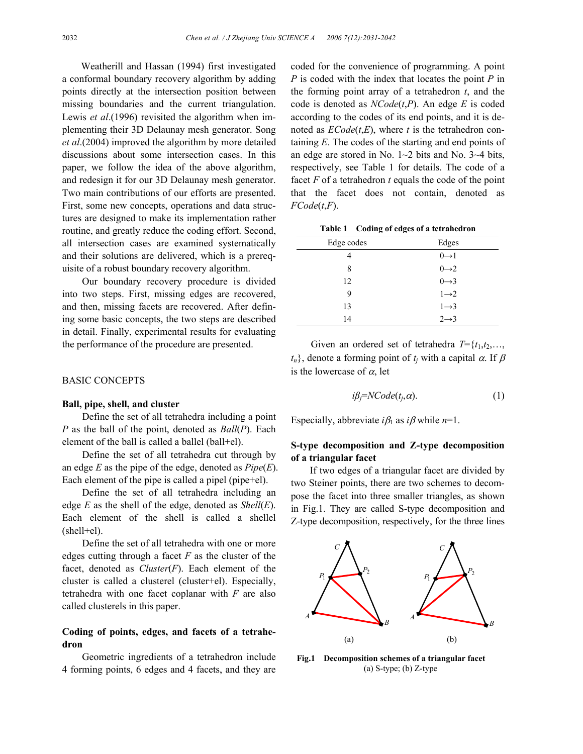Weatherill and Hassan (1994) first investigated a conformal boundary recovery algorithm by adding points directly at the intersection position between missing boundaries and the current triangulation. Lewis *et al*.(1996) revisited the algorithm when implementing their 3D Delaunay mesh generator. Song *et al*.(2004) improved the algorithm by more detailed discussions about some intersection cases. In this paper, we follow the idea of the above algorithm, and redesign it for our 3D Delaunay mesh generator. Two main contributions of our efforts are presented. First, some new concepts, operations and data structures are designed to make its implementation rather routine, and greatly reduce the coding effort. Second, all intersection cases are examined systematically and their solutions are delivered, which is a prerequisite of a robust boundary recovery algorithm.

Our boundary recovery procedure is divided into two steps. First, missing edges are recovered, and then, missing facets are recovered. After defining some basic concepts, the two steps are described in detail. Finally, experimental results for evaluating the performance of the procedure are presented.

## BASIC CONCEPTS

### Ball, pipe, shell, and cluster

Define the set of all tetrahedra including a point $P$ as the ball of the point, denoted as $Ball(P)$. Each element of the ball is called a ballel (ball+el).

Define the set of all tetrahedra cut through by an edge $E$ as the pipe of the edge, denoted as $Pipe(E)$. Each element of the pipe is called a pipel (pipe+el).

Define the set of all tetrahedra including an edge $E$ as the shell of the edge, denoted as $Shell(E)$. Each element of the shell is called a shellel (shell+el).

Define the set of all tetrahedra with one or more edges cutting through a facet $F$ as the cluster of the facet, denoted as $Cluster(F)$. Each element of the cluster is called a clusterel (cluster+el). Especially, tetrahedra with one facet coplanar with $F$ are also called clusterels in this paper.

### Coding of points, edges, and facets of a tetrahedron

Geometric ingredients of a tetrahedron include 4 forming points, 6 edges and 4 facets, and they are coded for the convenience of programming. A point $P$ is coded with the index that locates the point $P$ in the forming point array of a tetrahedron $t$, and the code is denoted as $NCode(t,P)$. An edge $E$ is coded according to the codes of its end points, and it is denoted as $ECode(t,E)$, where $t$ is the tetrahedron containing $E$. The codes of the starting and end points of an edge are stored in No. 1~2 bits and No. 3~4 bits, respectively, see Table 1 for details. The code of a facet $F$ of a tetrahedron $t$ equals the code of the point that the facet does not contain, denoted as $FCode(t,F)$.

**Table 1 Coding of edges of a tetrahedron**

| Edge codes | Edges |
|---|---|
| 4 | 0→1 |
| 8 | 0→2 |
| 12 | 0→3 |
| 9 | 1→2 |
| 13 | 1→3 |
| 14 | 2→3 |

Given an ordered set of tetrahedra $T=\{t_1,t_2,\ldots,t_n\}$, denote a forming point of $t_j$ with a capital $\alpha$. If $\beta$ is the lowercase of $\alpha$, let

$$i\beta_j=NCode(t_j,\alpha). \tag{1}$$

Especially, abbreviate $i\beta_1$ as $i\beta$ while $n=1$.

### S-type decomposition and Z-type decomposition of a triangular facet

If two edges of a triangular facet are divided by two Steiner points, there are two schemes to decompose the facet into three smaller triangles, as shown in Fig.1. They are called S-type decomposition and Z-type decomposition, respectively, for the three lines

**Fig.1 Decomposition schemes of a triangular facet**
(a) S-type; (b) Z-type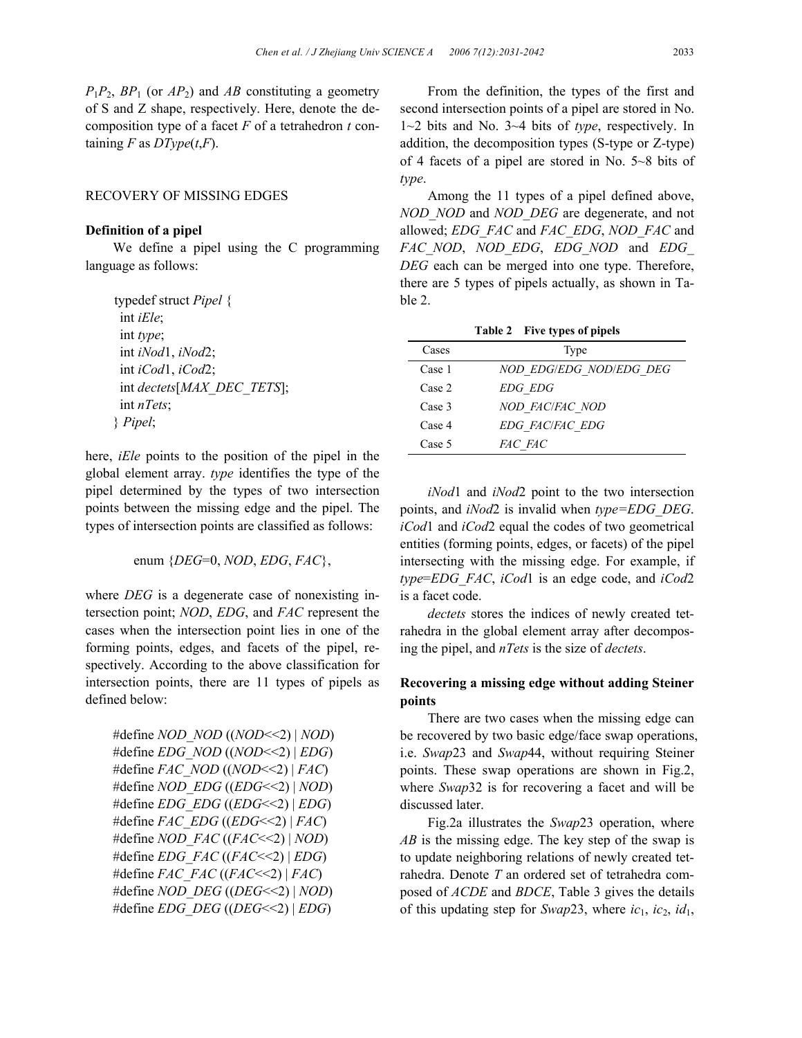$P_1P_2$, $BP_1$ (or $AP_2$) and $AB$ constituting a geometry of S and Z shape, respectively. Here, denote the decomposition type of a facet $F$ of a tetrahedron $t$ containing $F$ as $DType(t,F)$.

## RECOVERY OF MISSING EDGES

### Definition of a pipel

We define a pipel using the C programming language as follows:

```
typedef struct Pipel {
  int iEle;
  int type;
  int iNod1, iNod2;
  int iCod1, iCod2;
  int dectets[MAX_DEC_TETS];
  int nTets;
} Pipel;
```

here, *iEle* points to the position of the pipel in the global element array. *type* identifies the type of the pipel determined by the types of two intersection points between the missing edge and the pipel. The types of intersection points are classified as follows:

```
enum {DEG=0, NOD, EDG, FAC},
```

where *DEG* is a degenerate case of nonexisting intersection point; *NOD*, *EDG*, and *FAC* represent the cases when the intersection point lies in one of the forming points, edges, and facets of the pipel, respectively. According to the above classification for intersection points, there are 11 types of pipels as defined below:

```
#define NOD_NOD ((NOD<<2) | NOD)
#define EDG_NOD ((NOD<<2) | EDG)
#define FAC_NOD ((NOD<<2) | FAC)
#define NOD_EDG ((EDG<<2) | NOD)
#define EDG_EDG ((EDG<<2) | EDG)
#define FAC_EDG ((EDG<<2) | FAC)
#define NOD_FAC ((FAC<<2) | NOD)
#define EDG_FAC ((FAC<<2) | EDG)
#define FAC_FAC ((FAC<<2) | FAC)
#define NOD_DEG ((DEG<<2) | NOD)
#define EDG_DEG ((DEG<<2) | EDG)
```

From the definition, the types of the first and second intersection points of a pipel are stored in No. 1~2 bits and No. 3~4 bits of *type*, respectively. In addition, the decomposition types (S-type or Z-type) of 4 facets of a pipel are stored in No. 5~8 bits of *type*.

Among the 11 types of a pipel defined above, *NOD_NOD* and *NOD_DEG* are degenerate, and not allowed; *EDG_FAC* and *FAC_EDG*, *NOD_FAC* and *FAC_NOD*, *NOD_EDG*, *EDG_NOD* and *EDG_DEG* each can be merged into one type. Therefore, there are 5 types of pipels actually, as shown in Table 2.

**Table 2 Five types of pipels**

| Cases | Type |
|---|---|
| Case 1 | *NOD_EDG/EDG_NOD/EDG_DEG* |
| Case 2 | *EDG_EDG* |
| Case 3 | *NOD_FAC/FAC_NOD* |
| Case 4 | *EDG_FAC/FAC_EDG* |
| Case 5 | *FAC_FAC* |

*iNod*1 and *iNod*2 point to the two intersection points, and *iNod*2 is invalid when *type=EDG_DEG*. *iCod*1 and *iCod*2 equal the codes of two geometrical entities (forming points, edges, or facets) of the pipel intersecting with the missing edge. For example, if *type=EDG_FAC*, *iCod*1 is an edge code, and *iCod*2 is a facet code.

*dectets* stores the indices of newly created tetrahedra in the global element array after decomposing the pipel, and *nTets* is the size of *dectets*.

### Recovering a missing edge without adding Steiner points

There are two cases when the missing edge can be recovered by two basic edge/face swap operations, i.e. *Swap*23 and *Swap*44, without requiring Steiner points. These swap operations are shown in Fig.2, where *Swap*32 is for recovering a facet and will be discussed later.

Fig.2a illustrates the *Swap*23 operation, where *AB* is the missing edge. The key step of the swap is to update neighboring relations of newly created tetrahedra. Denote *T* an ordered set of tetrahedra composed of *ACDE* and *BDCE*, Table 3 gives the details of this updating step for *Swap*23, where $ic_1$, $ic_2$, $id_1$,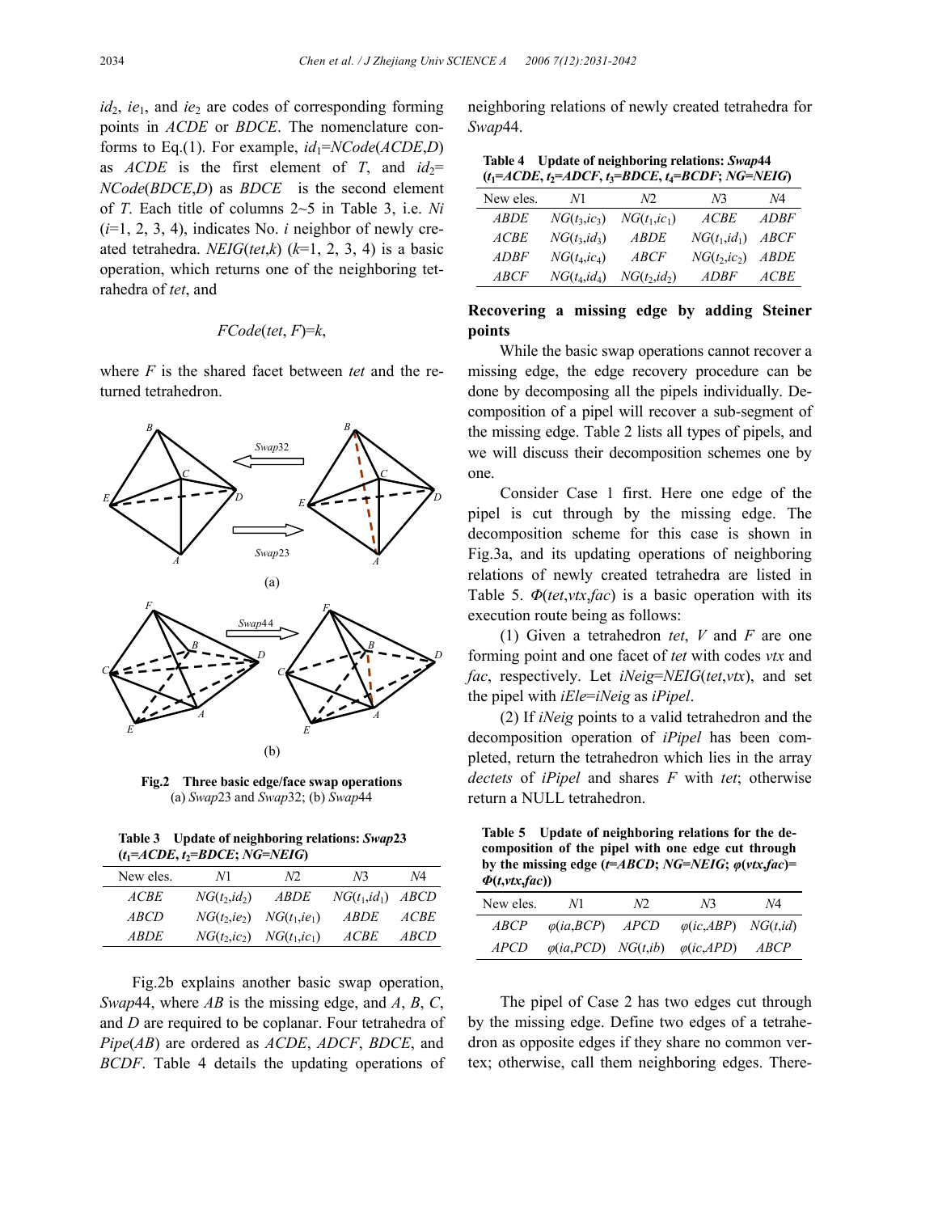$id_2$, $ie_1$, and $ie_2$ are codes of corresponding forming points in *ACDE* or *BDCE*. The nomenclature conforms to Eq.(1). For example, $id_1$=*NCode*(*ACDE*,*D*) as *ACDE* is the first element of *T*, and $id_2$=*NCode*(*BDCE*,*D*) as *BDCE* is the second element of *T*. Each title of columns 2~5 in Table 3, i.e. *Ni* (*i*=1, 2, 3, 4), indicates No. *i* neighbor of newly created tetrahedra. *NEIG*(*tet*,*k*) (*k*=1, 2, 3, 4) is a basic operation, which returns one of the neighboring tetrahedra of *tet*, and

$$FCode(tet, F)=k,$$

where *F* is the shared facet between *tet* and the returned tetrahedron.

**Fig.2 Three basic edge/face swap operations**
(a) *Swap*23 and *Swap*32; (b) *Swap*44

**Table 3 Update of neighboring relations: *Swap*23 ($t_1$=*ACDE*, $t_2$=*BDCE*; *NG*=*NEIG*)**

| New eles. | *N*1 | *N*2 | *N*3 | *N*4 |
|---|---|---|---|---|
| *ACBE* | $NG(t_2,id_2)$ | *ABDE* | $NG(t_1,id_1)$ | *ABCD* |
| *ABCD* | $NG(t_2,ie_2)$ | $NG(t_1,ie_1)$ | *ABDE* | *ACBE* |
| *ABDE* | $NG(t_2,ic_2)$ | $NG(t_1,ic_1)$ | *ACBE* | *ABCD* |

Fig.2b explains another basic swap operation, *Swap*44, where *AB* is the missing edge, and *A*, *B*, *C*, and *D* are required to be coplanar. Four tetrahedra of *Pipe*(*AB*) are ordered as *ACDE*, *ADCF*, *BDCE*, and *BCDF*. Table 4 details the updating operations of neighboring relations of newly created tetrahedra for *Swap*44.

**Table 4 Update of neighboring relations: *Swap*44 ($t_1$=*ACDE*, $t_2$=*ADCF*, $t_3$=*BDCE*, $t_4$=*BCDF*; *NG*=*NEIG*)**

| New eles. | *N*1 | *N*2 | *N*3 | *N*4 |
|---|---|---|---|---|
| *ABDE* | $NG(t_3,ic_3)$ | $NG(t_1,ic_1)$ | *ACBE* | *ADBF* |
| *ACBE* | $NG(t_3,id_3)$ | *ABDE* | $NG(t_1,id_1)$ | *ABCF* |
| *ADBF* | $NG(t_4,ic_4)$ | *ABCF* | $NG(t_2,ic_2)$ | *ABDE* |
| *ABCF* | $NG(t_4,id_4)$ | $NG(t_2,id_2)$ | *ADBF* | *ACBE* |

## Recovering a missing edge by adding Steiner points

While the basic swap operations cannot recover a missing edge, the edge recovery procedure can be done by decomposing all the pipels individually. Decomposition of a pipel will recover a sub-segment of the missing edge. Table 2 lists all types of pipels, and we will discuss their decomposition schemes one by one.

Consider Case 1 first. Here one edge of the pipel is cut through by the missing edge. The decomposition scheme for this case is shown in Fig.3a, and its updating operations of neighboring relations of newly created tetrahedra are listed in Table 5. $\Phi$(*tet*,*vtx*,*fac*) is a basic operation with its execution route being as follows:

(1) Given a tetrahedron *tet*, *V* and *F* are one forming point and one facet of *tet* with codes *vtx* and *fac*, respectively. Let *iNeig*=*NEIG*(*tet*,*vtx*), and set the pipel with *iEle*=*iNeig* as *iPipel*.

(2) If *iNeig* points to a valid tetrahedron and the decomposition operation of *iPipel* has been completed, return the tetrahedron which lies in the array *dectets* of *iPipel* and shares *F* with *tet*; otherwise return a NULL tetrahedron.

**Table 5 Update of neighboring relations for the decomposition of the pipel with one edge cut through by the missing edge (*t*=*ABCD*; *NG*=*NEIG*; $\varphi$(*vtx*,*fac*)=$\Phi$(*t*,*vtx*,*fac*))**

| New eles. | *N*1 | *N*2 | *N*3 | *N*4 |
|---|---|---|---|---|
| *ABCP* | $\varphi(ia,BCP)$ | *APCD* | $\varphi(ic,ABP)$ | $NG(t,id)$ |
| *APCD* | $\varphi(ia,PCD)$ | $NG(t,ib)$ | $\varphi(ic,APD)$ | *ABCP* |

The pipel of Case 2 has two edges cut through by the missing edge. Define two edges of a tetrahedron as opposite edges if they share no common vertex; otherwise, call them neighboring edges. There-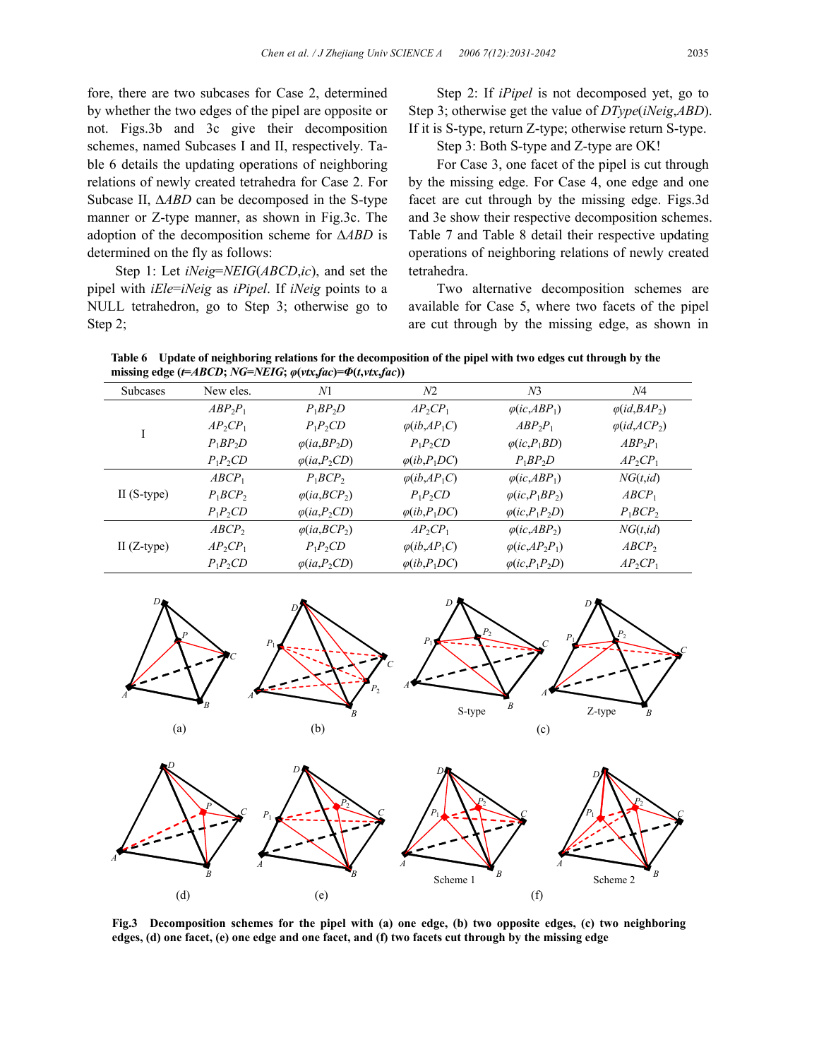fore, there are two subcases for Case 2, determined by whether the two edges of the pipel are opposite or not. Figs.3b and 3c give their decomposition schemes, named Subcases I and II, respectively. Table 6 details the updating operations of neighboring relations of newly created tetrahedra for Case 2. For Subcase II, $\Delta ABD$ can be decomposed in the S-type manner or Z-type manner, as shown in Fig.3c. The adoption of the decomposition scheme for $\Delta ABD$ is determined on the fly as follows:

Step 1: Let *iNeig*=*NEIG*(*ABCD*,*ic*), and set the pipel with *iEle*=*iNeig* as *iPipel*. If *iNeig* points to a NULL tetrahedron, go to Step 3; otherwise go to Step 2;

Step 2: If *iPipel* is not decomposed yet, go to Step 3; otherwise get the value of *DType*(*iNeig*,*ABD*). If it is S-type, return Z-type; otherwise return S-type.

Step 3: Both S-type and Z-type are OK!

For Case 3, one facet of the pipel is cut through by the missing edge. For Case 4, one edge and one facet are cut through by the missing edge. Figs.3d and 3e show their respective decomposition schemes. Table 7 and Table 8 detail their respective updating operations of neighboring relations of newly created tetrahedra.

Two alternative decomposition schemes are available for Case 5, where two facets of the pipel are cut through by the missing edge, as shown in

**Table 6 Update of neighboring relations for the decomposition of the pipel with two edges cut through by the missing edge ($t$=$ABCD$; $NG$=$NEIG$; $\varphi(vtx,fac)$=$\Phi(t,vtx,fac)$)**

| Subcases | New eles. | $N1$ | $N2$ | $N3$ | $N4$ |
|---|---|---|---|---|---|
| I | $ABP_2P_1$ | $P_1BP_2D$ | $AP_2CP_1$ | $\varphi(ic,ABP_1)$ | $\varphi(id,BAP_2)$ |
| | $AP_2CP_1$ | $P_1P_2CD$ | $\varphi(ib,AP_1C)$ | $ABP_2P_1$ | $\varphi(id,ACP_2)$ |
| | $P_1BP_2D$ | $\varphi(ia,BP_2D)$ | $P_1P_2CD$ | $\varphi(ic,P_1BD)$ | $ABP_2P_1$ |
| | $P_1P_2CD$ | $\varphi(ia,P_2CD)$ | $\varphi(ib,P_1DC)$ | $P_1BP_2D$ | $AP_2CP_1$ |
| II (S-type) | $ABCP_1$ | $P_1BCP_2$ | $\varphi(ib,AP_1C)$ | $\varphi(ic,ABP_1)$ | $NG(t,id)$ |
| | $P_1BCP_2$ | $\varphi(ia,BCP_2)$ | $P_1P_2CD$ | $\varphi(ic,P_1BP_2)$ | $ABCP_1$ |
| | $P_1P_2CD$ | $\varphi(ia,P_2CD)$ | $\varphi(ib,P_1DC)$ | $\varphi(ic,P_1P_2D)$ | $P_1BCP_2$ |
| II (Z-type) | $ABCP_2$ | $\varphi(ia,BCP_2)$ | $AP_2CP_1$ | $\varphi(ic,ABP_2)$ | $NG(t,id)$ |
| | $AP_2CP_1$ | $P_1P_2CD$ | $\varphi(ib,AP_1C)$ | $\varphi(ic,AP_2P_1)$ | $ABCP_2$ |
| | $P_1P_2CD$ | $\varphi(ia,P_2CD)$ | $\varphi(ib,P_1DC)$ | $\varphi(ic,P_1P_2D)$ | $AP_2CP_1$ |

**Fig.3 Decomposition schemes for the pipel with (a) one edge, (b) two opposite edges, (c) two neighboring edges, (d) one facet, (e) one edge and one facet, and (f) two facets cut through by the missing edge**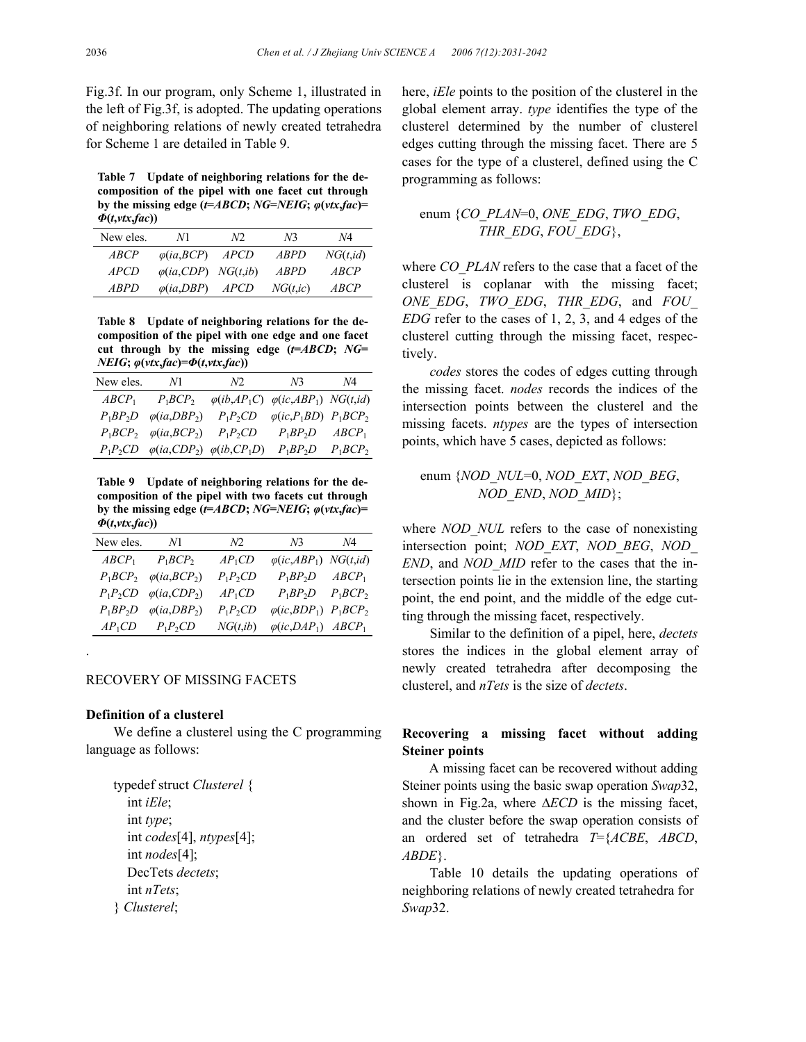Fig.3f. In our program, only Scheme 1, illustrated in the left of Fig.3f, is adopted. The updating operations of neighboring relations of newly created tetrahedra for Scheme 1 are detailed in Table 9.

**Table 7 Update of neighboring relations for the decomposition of the pipel with one facet cut through by the missing edge ($t$=$ABCD$; $NG$=$NEIG$; $\varphi(vtx,fac)$=$\Phi(t,vtx,fac)$)**

| New eles. | $N1$ | $N2$ | $N3$ | $N4$ |
|---|---|---|---|---|
| $ABCP$ | $\varphi(ia,BCP)$ | $APCD$ | $ABPD$ | $NG(t,id)$ |
| $APCD$ | $\varphi(ia,CDP)$ | $NG(t,ib)$ | $ABPD$ | $ABCP$ |
| $ABPD$ | $\varphi(ia,DBP)$ | $APCD$ | $NG(t,ic)$ | $ABCP$ |

**Table 8 Update of neighboring relations for the decomposition of the pipel with one edge and one facet cut through by the missing edge ($t$=$ABCD$; $NG$=$NEIG$; $\varphi(vtx,fac)$=$\Phi(t,vtx,fac)$)**

| New eles. | $N1$ | $N2$ | $N3$ | $N4$ |
|---|---|---|---|---|
| $ABCP_1$ | $P_1BCP_2$ | $\varphi(ib,AP_1C)$ | $\varphi(ic,ABP_1)$ | $NG(t,id)$ |
| $P_1BP_2D$ | $\varphi(ia,DBP_2)$ | $P_1P_2CD$ | $\varphi(ic,P_1BD)$ | $P_1BCP_2$ |
| $P_1BCP_2$ | $\varphi(ia,BCP_2)$ | $P_1P_2CD$ | $P_1BP_2D$ | $ABCP_1$ |
| $P_1P_2CD$ | $\varphi(ia,CDP_2)$ | $\varphi(ib,CP_1D)$ | $P_1BP_2D$ | $P_1BCP_2$ |

**Table 9 Update of neighboring relations for the decomposition of the pipel with two facets cut through by the missing edge ($t$=$ABCD$; $NG$=$NEIG$; $\varphi(vtx,fac)$=$\Phi(t,vtx,fac)$)**

| New eles. | $N1$ | $N2$ | $N3$ | $N4$ |
|---|---|---|---|---|
| $ABCP_1$ | $P_1BCP_2$ | $AP_1CD$ | $\varphi(ic,ABP_1)$ | $NG(t,id)$ |
| $P_1BCP_2$ | $\varphi(ia,BCP_2)$ | $P_1P_2CD$ | $P_1BP_2D$ | $ABCP_1$ |
| $P_1P_2CD$ | $\varphi(ia,CDP_2)$ | $AP_1CD$ | $P_1BP_2D$ | $P_1BCP_2$ |
| $P_1BP_2D$ | $\varphi(ia,DBP_2)$ | $P_1P_2CD$ | $\varphi(ic,BDP_1)$ | $P_1BCP_2$ |
| $AP_1CD$ | $P_1P_2CD$ | $NG(t,ib)$ | $\varphi(ic,DAP_1)$ | $ABCP_1$ |

## RECOVERY OF MISSING FACETS

### Definition of a clusterel

We define a clusterel using the C programming language as follows:

```
typedef struct Clusterel {
    int iEle;
    int type;
    int codes[4], ntypes[4];
    int nodes[4];
    DecTets dectets;
    int nTets;
} Clusterel;
```

here, *iEle* points to the position of the clusterel in the global element array. *type* identifies the type of the clusterel determined by the number of clusterel edges cutting through the missing facet. There are 5 cases for the type of a clusterel, defined using the C programming as follows:

```
enum {CO_PLAN=0, ONE_EDG, TWO_EDG,
      THR_EDG, FOU_EDG},
```

where *CO_PLAN* refers to the case that a facet of the clusterel is coplanar with the missing facet; *ONE_EDG*, *TWO_EDG*, *THR_EDG*, and *FOU_EDG* refer to the cases of 1, 2, 3, and 4 edges of the clusterel cutting through the missing facet, respectively.

*codes* stores the codes of edges cutting through the missing facet. *nodes* records the indices of the intersection points between the clusterel and the missing facets. *ntypes* are the types of intersection points, which have 5 cases, depicted as follows:

```
enum {NOD_NUL=0, NOD_EXT, NOD_BEG,
      NOD_END, NOD_MID};
```

where *NOD_NUL* refers to the case of nonexisting intersection point; *NOD_EXT*, *NOD_BEG*, *NOD_END*, and *NOD_MID* refer to the cases that the intersection points lie in the extension line, the starting point, the end point, and the middle of the edge cutting through the missing facet, respectively.

Similar to the definition of a pipel, here, *dectets* stores the indices in the global element array of newly created tetrahedra after decomposing the clusterel, and *nTets* is the size of *dectets*.

### Recovering a missing facet without adding Steiner points

A missing facet can be recovered without adding Steiner points using the basic swap operation *Swap*32, shown in Fig.2a, where $\Delta ECD$ is the missing facet, and the cluster before the swap operation consists of an ordered set of tetrahedra $T$={$ACBE$, $ABCD$, $ABDE$}.

Table 10 details the updating operations of neighboring relations of newly created tetrahedra for *Swap*32.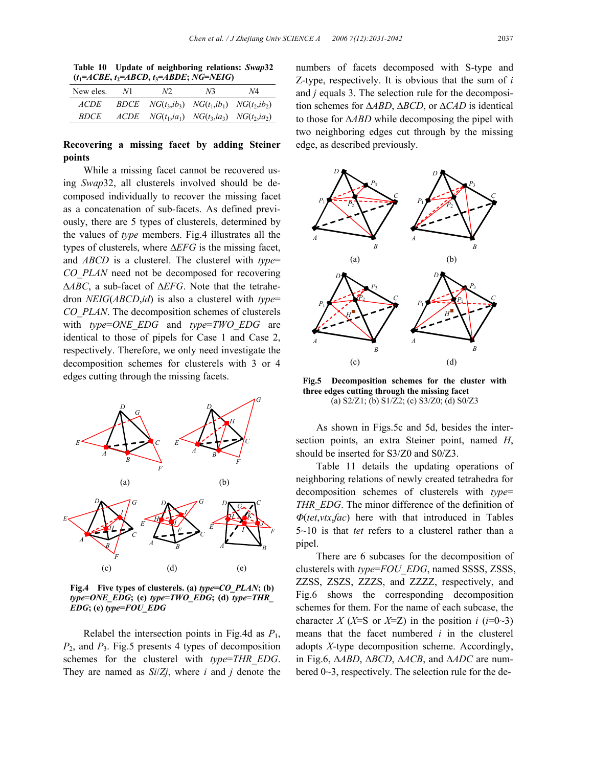Table 10 Update of neighboring relations: *Swap*32 ($t_1$=*ACBE*, $t_2$=*ABCD*, $t_3$=*ABDE*; *NG*=*NEIG*)

| New eles. | *N*1 | *N*2 | *N*3 | *N*4 |
|---|---|---|---|---|
| *ACDE* | *BDCE* | $NG(t_3,ib_3)$ | $NG(t_1,ib_1)$ | $NG(t_2,ib_2)$ |
| *BDCE* | *ACDE* | $NG(t_1,ia_1)$ | $NG(t_3,ia_3)$ | $NG(t_2,ia_2)$ |

**Recovering a missing facet by adding Steiner points**

While a missing facet cannot be recovered using *Swap*32, all clusterels involved should be decomposed individually to recover the missing facet as a concatenation of sub-facets. As defined previously, there are 5 types of clusterels, determined by the values of *type* members. Fig.4 illustrates all the types of clusterels, where Δ*EFG* is the missing facet, and *ABCD* is a clusterel. The clusterel with *type*=*CO_PLAN* need not be decomposed for recovering Δ*ABC*, a sub-facet of Δ*EFG*. Note that the tetrahedron *NEIG*(*ABCD*,*id*) is also a clusterel with *type*=*CO_PLAN*. The decomposition schemes of clusterels with *type*=*ONE_EDG* and *type*=*TWO_EDG* are identical to those of pipels for Case 1 and Case 2, respectively. Therefore, we only need investigate the decomposition schemes for clusterels with 3 or 4 edges cutting through the missing facets.

**Fig.4 Five types of clusterels. (a) *type*=*CO_PLAN*; (b) *type*=*ONE_EDG*; (c) *type*=*TWO_EDG*; (d) *type*=*THR_EDG*; (e) *type*=*FOU_EDG***

Relabel the intersection points in Fig.4d as $P_1$, $P_2$, and $P_3$. Fig.5 presents 4 types of decomposition schemes for the clusterel with *type*=*THR_EDG*. They are named as *Si*/*Zj*, where *i* and *j* denote the numbers of facets decomposed with S-type and Z-type, respectively. It is obvious that the sum of *i* and *j* equals 3. The selection rule for the decomposition schemes for Δ*ABD*, Δ*BCD*, or Δ*CAD* is identical to those for Δ*ABD* while decomposing the pipel with two neighboring edges cut through by the missing edge, as described previously.

**Fig.5 Decomposition schemes for the cluster with three edges cutting through the missing facet**
(a) S2/Z1; (b) S1/Z2; (c) S3/Z0; (d) S0/Z3

As shown in Figs.5c and 5d, besides the intersection points, an extra Steiner point, named *H*, should be inserted for S3/Z0 and S0/Z3.

Table 11 details the updating operations of neighboring relations of newly created tetrahedra for decomposition schemes of clusterels with *type*=*THR_EDG*. The minor difference of the definition of $\Phi$(*tet*,*vtx*,*fac*) here with that introduced in Tables 5~10 is that *tet* refers to a clusterel rather than a pipel.

There are 6 subcases for the decomposition of clusterels with *type*=*FOU_EDG*, named SSSS, ZSSS, ZZSS, ZSZS, ZZZS, and ZZZZ, respectively, and Fig.6 shows the corresponding decomposition schemes for them. For the name of each subcase, the character *X* (*X*=S or *X*=Z) in the position *i* (*i*=0~3) means that the facet numbered *i* in the clusterel adopts *X*-type decomposition scheme. Accordingly, in Fig.6, Δ*ABD*, Δ*BCD*, Δ*ACB*, and Δ*ADC* are numbered 0~3, respectively. The selection rule for the de-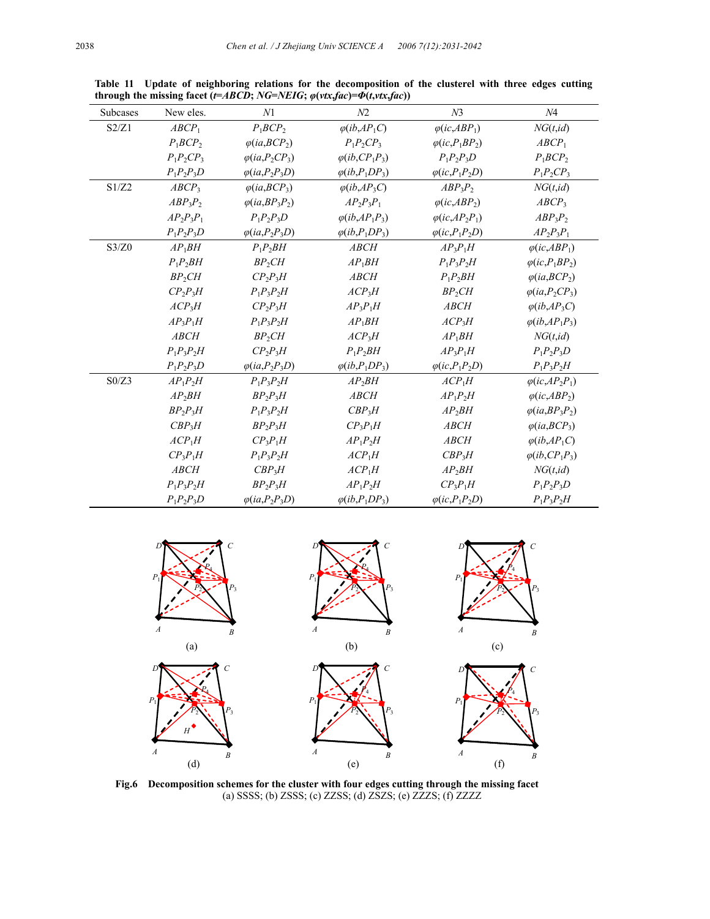**Table 11 Update of neighboring relations for the decomposition of the clusterel with three edges cutting through the missing facet ($t$=$ABCD$; $NG$=$NEIG$; $\varphi(vtx,fac)$=$\Phi(t,vtx,fac)$)**

| Subcases | New eles. | $N1$ | $N2$ | $N3$ | $N4$ |
|---|---|---|---|---|---|
| S2/Z1 | $ABCP_1$ | $P_1BCP_2$ | $\varphi(ib,AP_1C)$ | $\varphi(ic,ABP_1)$ | $NG(t,id)$ |
| | $P_1BCP_2$ | $\varphi(ia,BCP_2)$ | $P_1P_2CP_3$ | $\varphi(ic,P_1BP_2)$ | $ABCP_1$ |
| | $P_1P_2CP_3$ | $\varphi(ia,P_2CP_3)$ | $\varphi(ib,CP_1P_3)$ | $P_1P_2P_3D$ | $P_1BCP_2$ |
| | $P_1P_2P_3D$ | $\varphi(ia,P_2P_3D)$ | $\varphi(ib,P_1DP_3)$ | $\varphi(ic,P_1P_2D)$ | $P_1P_2CP_3$ |
| S1/Z2 | $ABCP_3$ | $\varphi(ia,BCP_3)$ | $\varphi(ib,AP_3C)$ | $ABP_3P_2$ | $NG(t,id)$ |
| | $ABP_3P_2$ | $\varphi(ia,BP_3P_2)$ | $AP_2P_3P_1$ | $\varphi(ic,ABP_2)$ | $ABCP_3$ |
| | $AP_2P_3P_1$ | $P_1P_2P_3D$ | $\varphi(ib,AP_1P_3)$ | $\varphi(ic,AP_2P_1)$ | $ABP_3P_2$ |
| | $P_1P_2P_3D$ | $\varphi(ia,P_2P_3D)$ | $\varphi(ib,P_1DP_3)$ | $\varphi(ic,P_1P_2D)$ | $AP_2P_3P_1$ |
| S3/Z0 | $AP_1BH$ | $P_1P_2BH$ | $ABCH$ | $AP_3P_1H$ | $\varphi(ic,ABP_1)$ |
| | $P_1P_2BH$ | $BP_2CH$ | $AP_1BH$ | $P_1P_3P_2H$ | $\varphi(ic,P_1BP_2)$ |
| | $BP_2CH$ | $CP_2P_3H$ | $ABCH$ | $P_1P_2BH$ | $\varphi(ia,BCP_2)$ |
| | $CP_2P_3H$ | $P_1P_3P_2H$ | $ACP_3H$ | $BP_2CH$ | $\varphi(ia,P_2CP_3)$ |
| | $ACP_3H$ | $CP_2P_3H$ | $AP_3P_1H$ | $ABCH$ | $\varphi(ib,AP_3C)$ |
| | $AP_3P_1H$ | $P_1P_3P_2H$ | $AP_1BH$ | $ACP_3H$ | $\varphi(ib,AP_1P_3)$ |
| | $ABCH$ | $BP_2CH$ | $ACP_3H$ | $AP_1BH$ | $NG(t,id)$ |
| | $P_1P_3P_2H$ | $CP_2P_3H$ | $P_1P_2BH$ | $AP_3P_1H$ | $P_1P_2P_3D$ |
| | $P_1P_2P_3D$ | $\varphi(ia,P_2P_3D)$ | $\varphi(ib,P_1DP_3)$ | $\varphi(ic,P_1P_2D)$ | $P_1P_3P_2H$ |
| S0/Z3 | $AP_1P_2H$ | $P_1P_3P_2H$ | $AP_2BH$ | $ACP_1H$ | $\varphi(ic,AP_2P_1)$ |
| | $AP_2BH$ | $BP_2P_3H$ | $ABCH$ | $AP_1P_2H$ | $\varphi(ic,ABP_2)$ |
| | $BP_2P_3H$ | $P_1P_3P_2H$ | $CBP_3H$ | $AP_2BH$ | $\varphi(ia,BP_3P_2)$ |
| | $CBP_3H$ | $BP_2P_3H$ | $CP_3P_1H$ | $ABCH$ | $\varphi(ia,BCP_3)$ |
| | $ACP_1H$ | $CP_3P_1H$ | $AP_1P_2H$ | $ABCH$ | $\varphi(ib,AP_1C)$ |
| | $CP_3P_1H$ | $P_1P_3P_2H$ | $ACP_1H$ | $CBP_3H$ | $\varphi(ib,CP_1P_3)$ |
| | $ABCH$ | $CBP_3H$ | $ACP_1H$ | $AP_2BH$ | $NG(t,id)$ |
| | $P_1P_3P_2H$ | $BP_2P_3H$ | $AP_1P_2H$ | $CP_3P_1H$ | $P_1P_2P_3D$ |
| | $P_1P_2P_3D$ | $\varphi(ia,P_2P_3D)$ | $\varphi(ib,P_1DP_3)$ | $\varphi(ic,P_1P_2D)$ | $P_1P_3P_2H$ |

**Fig.6 Decomposition schemes for the cluster with four edges cutting through the missing facet**
(a) SSSS; (b) ZSSS; (c) ZZSS; (d) ZSZS; (e) ZZZS; (f) ZZZZ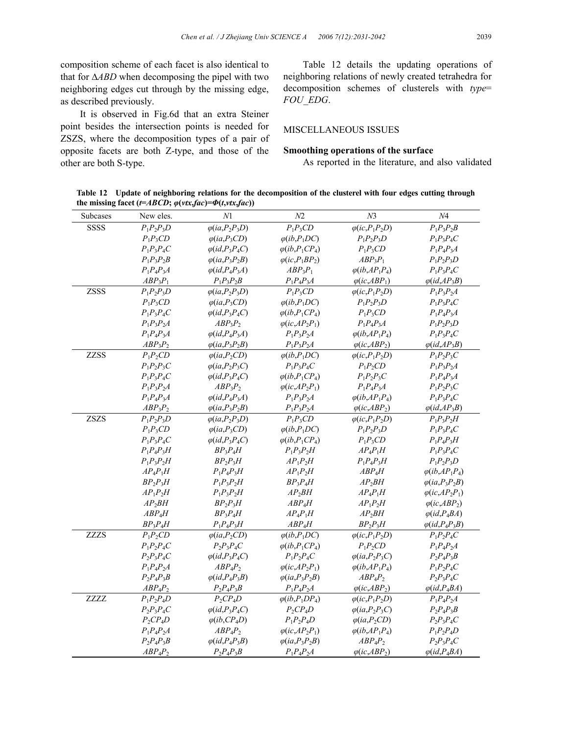composition scheme of each facet is also identical to that for $\Delta ABD$ when decomposing the pipel with two neighboring edges cut through by the missing edge, as described previously.

It is observed in Fig.6d that an extra Steiner point besides the intersection points is needed for ZSZS, where the decomposition types of a pair of opposite facets are both Z-type, and those of the other are both S-type.

Table 12 details the updating operations of neighboring relations of newly created tetrahedra for decomposition schemes of clusterels with *type*= *FOU_EDG*.

## MISCELLANEOUS ISSUES

### Smoothing operations of the surface

As reported in the literature, and also validated

**Table 12 Update of neighboring relations for the decomposition of the clusterel with four edges cutting through the missing facet ($t$=$ABCD$; $\varphi(vtx,fac)$=$\Phi(t,vtx,fac)$)**

| Subcases | New eles. | $N1$ | $N2$ | $N3$ | $N4$ |
|---|---|---|---|---|---|
| SSSS | $P_1P_2P_3D$ | $\varphi(ia,P_2P_3D)$ | $P_1P_3CD$ | $\varphi(ic,P_1P_2D)$ | $P_1P_3P_2B$ |
| | $P_1P_3CD$ | $\varphi(ia,P_3CD)$ | $\varphi(ib,P_1DC)$ | $P_1P_2P_3D$ | $P_1P_3P_4C$ |
| | $P_1P_3P_4C$ | $\varphi(id,P_3P_4C)$ | $\varphi(ib,P_1CP_4)$ | $P_1P_3CD$ | $P_1P_4P_3A$ |
| | $P_1P_3P_2B$ | $\varphi(ia,P_3P_2B)$ | $\varphi(ic,P_1BP_2)$ | $ABP_3P_1$ | $P_1P_2P_3D$ |
| | $P_1P_4P_3A$ | $\varphi(id,P_4P_3A)$ | $ABP_3P_1$ | $\varphi(ib,AP_1P_4)$ | $P_1P_3P_4C$ |
| | $ABP_3P_1$ | $P_1P_3P_2B$ | $P_1P_4P_3A$ | $\varphi(ic,ABP_1)$ | $\varphi(id,AP_3B)$ |
| ZSSS | $P_1P_2P_3D$ | $\varphi(ia,P_2P_3D)$ | $P_1P_3CD$ | $\varphi(ic,P_1P_2D)$ | $P_1P_3P_2A$ |
| | $P_1P_3CD$ | $\varphi(ia,P_3CD)$ | $\varphi(ib,P_1DC)$ | $P_1P_2P_3D$ | $P_1P_3P_4C$ |
| | $P_1P_3P_4C$ | $\varphi(id,P_3P_4C)$ | $\varphi(ib,P_1CP_4)$ | $P_1P_3CD$ | $P_1P_4P_3A$ |
| | $P_1P_3P_2A$ | $ABP_3P_2$ | $\varphi(ic,AP_2P_1)$ | $P_1P_4P_3A$ | $P_1P_2P_3D$ |
| | $P_1P_4P_3A$ | $\varphi(id,P_4P_3A)$ | $P_1P_3P_2A$ | $\varphi(ib,AP_1P_4)$ | $P_1P_3P_4C$ |
| | $ABP_3P_2$ | $\varphi(ia,P_3P_2B)$ | $P_1P_3P_2A$ | $\varphi(ic,ABP_2)$ | $\varphi(id,AP_3B)$ |
| ZZSS | $P_1P_2CD$ | $\varphi(ia,P_2CD)$ | $\varphi(ib,P_1DC)$ | $\varphi(ic,P_1P_2D)$ | $P_1P_2P_3C$ |
| | $P_1P_2P_3C$ | $\varphi(ia,P_2P_3C)$ | $P_1P_3P_4C$ | $P_1P_2CD$ | $P_1P_3P_2A$ |
| | $P_1P_3P_4C$ | $\varphi(id,P_3P_4C)$ | $\varphi(ib,P_1CP_4)$ | $P_1P_2P_3C$ | $P_1P_4P_3A$ |
| | $P_1P_3P_2A$ | $ABP_3P_2$ | $\varphi(ic,AP_2P_1)$ | $P_1P_4P_3A$ | $P_1P_2P_3C$ |
| | $P_1P_4P_3A$ | $\varphi(id,P_4P_3A)$ | $P_1P_3P_2A$ | $\varphi(ib,AP_1P_4)$ | $P_1P_3P_4C$ |
| | $ABP_3P_2$ | $\varphi(ia,P_3P_2B)$ | $P_1P_3P_2A$ | $\varphi(ic,ABP_2)$ | $\varphi(id,AP_3B)$ |
| ZSZS | $P_1P_2P_3D$ | $\varphi(ia,P_2P_3D)$ | $P_1P_3CD$ | $\varphi(ic,P_1P_2D)$ | $P_1P_3P_2H$ |
| | $P_1P_3CD$ | $\varphi(ia,P_3CD)$ | $\varphi(ib,P_1DC)$ | $P_1P_2P_3D$ | $P_1P_3P_4C$ |
| | $P_1P_3P_4C$ | $\varphi(id,P_3P_4C)$ | $\varphi(ib,P_1CP_4)$ | $P_1P_3CD$ | $P_1P_4P_3H$ |
| | $P_1P_4P_3H$ | $BP_3P_4H$ | $P_1P_3P_2H$ | $AP_4P_1H$ | $P_1P_3P_4C$ |
| | $P_1P_3P_2H$ | $BP_2P_3H$ | $AP_1P_2H$ | $P_1P_4P_3H$ | $P_1P_2P_3D$ |
| | $AP_4P_1H$ | $P_1P_4P_3H$ | $AP_1P_2H$ | $ABP_4H$ | $\varphi(ib,AP_1P_4)$ |
| | $BP_2P_3H$ | $P_1P_3P_2H$ | $BP_3P_4H$ | $AP_2BH$ | $\varphi(ia,P_3P_2B)$ |
| | $AP_1P_2H$ | $P_1P_3P_2H$ | $AP_2BH$ | $AP_4P_1H$ | $\varphi(ic,AP_2P_1)$ |
| | $AP_2BH$ | $BP_2P_3H$ | $ABP_4H$ | $AP_1P_2H$ | $\varphi(ic,ABP_2)$ |
| | $ABP_4H$ | $BP_3P_4H$ | $AP_4P_1H$ | $AP_2BH$ | $\varphi(id,P_4BA)$ |
| | $BP_3P_4H$ | $P_1P_4P_3H$ | $ABP_4H$ | $BP_2P_3H$ | $\varphi(id,P_4P_3B)$ |
| ZZZS | $P_1P_2CD$ | $\varphi(ia,P_2CD)$ | $\varphi(ib,P_1DC)$ | $\varphi(ic,P_1P_2D)$ | $P_1P_2P_4C$ |
| | $P_1P_2P_4C$ | $P_2P_3P_4C$ | $\varphi(ib,P_1CP_4)$ | $P_1P_2CD$ | $P_1P_4P_2A$ |
| | $P_2P_3P_4C$ | $\varphi(id,P_3P_4C)$ | $P_1P_2P_4C$ | $\varphi(ia,P_2P_3C)$ | $P_2P_4P_3B$ |
| | $P_1P_4P_2A$ | $ABP_4P_2$ | $\varphi(ic,AP_2P_1)$ | $\varphi(ib,AP_1P_4)$ | $P_1P_2P_4C$ |
| | $P_2P_4P_3B$ | $\varphi(id,P_4P_3B)$ | $\varphi(ia,P_3P_2B)$ | $ABP_4P_2$ | $P_2P_3P_4C$ |
| | $ABP_4P_2$ | $P_2P_4P_3B$ | $P_1P_4P_2A$ | $\varphi(ic,ABP_2)$ | $\varphi(id,P_4BA)$ |
| ZZZZ | $P_1P_2P_4D$ | $P_2CP_4D$ | $\varphi(ib,P_1DP_4)$ | $\varphi(ic,P_1P_2D)$ | $P_1P_4P_2A$ |
| | $P_2P_3P_4C$ | $\varphi(id,P_3P_4C)$ | $P_2CP_4D$ | $\varphi(ia,P_2P_3C)$ | $P_2P_4P_3B$ |
| | $P_2CP_4D$ | $\varphi(ib,CP_4D)$ | $P_1P_2P_4D$ | $\varphi(ia,P_2CD)$ | $P_2P_3P_4C$ |
| | $P_1P_4P_2A$ | $ABP_4P_2$ | $\varphi(ic,AP_2P_1)$ | $\varphi(ib,AP_1P_4)$ | $P_1P_2P_4D$ |
| | $P_2P_4P_3B$ | $\varphi(id,P_4P_3B)$ | $\varphi(ia,P_3P_2B)$ | $ABP_4P_2$ | $P_2P_3P_4C$ |
| | $ABP_4P_2$ | $P_2P_4P_3B$ | $P_1P_4P_2A$ | $\varphi(ic,ABP_2)$ | $\varphi(id,P_4BA)$ |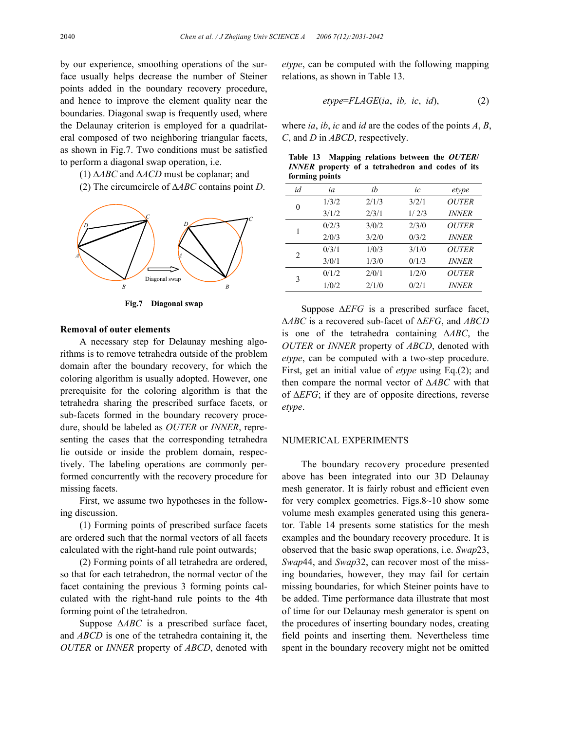by our experience, smoothing operations of the surface usually helps decrease the number of Steiner points added in the boundary recovery procedure, and hence to improve the element quality near the boundaries. Diagonal swap is frequently used, where the Delaunay criterion is employed for a quadrilateral composed of two neighboring triangular facets, as shown in Fig.7. Two conditions must be satisfied to perform a diagonal swap operation, i.e.

(1) $\Delta ABC$ and $\Delta ACD$ must be coplanar; and

(2) The circumcircle of $\Delta ABC$ contains point $D$.

**Fig.7 Diagonal swap**

**Removal of outer elements**

A necessary step for Delaunay meshing algorithms is to remove tetrahedra outside of the problem domain after the boundary recovery, for which the coloring algorithm is usually adopted. However, one prerequisite for the coloring algorithm is that the tetrahedra sharing the prescribed surface facets, or sub-facets formed in the boundary recovery procedure, should be labeled as *OUTER* or *INNER*, representing the cases that the corresponding tetrahedra lie outside or inside the problem domain, respectively. The labeling operations are commonly performed concurrently with the recovery procedure for missing facets.

First, we assume two hypotheses in the following discussion.

(1) Forming points of prescribed surface facets are ordered such that the normal vectors of all facets calculated with the right-hand rule point outwards;

(2) Forming points of all tetrahedra are ordered, so that for each tetrahedron, the normal vector of the facet containing the previous 3 forming points calculated with the right-hand rule points to the 4th forming point of the tetrahedron.

Suppose $\Delta ABC$ is a prescribed surface facet, and *ABCD* is one of the tetrahedra containing it, the *OUTER* or *INNER* property of *ABCD*, denoted with *etype*, can be computed with the following mapping relations, as shown in Table 13.

$$etype = FLAGE(ia,\ ib,\ ic,\ id), \tag{2}$$

where *ia*, *ib*, *ic* and *id* are the codes of the points *A*, *B*, *C*, and *D* in *ABCD*, respectively.

**Table 13 Mapping relations between the *OUTER*/*INNER* property of a tetrahedron and codes of its forming points**

| *id* | *ia* | *ib* | *ic* | *etype* |
|---|---|---|---|---|
| 0 | 1/3/2 | 2/1/3 | 3/2/1 | *OUTER* |
| | 3/1/2 | 2/3/1 | 1/ 2/3 | *INNER* |
| 1 | 0/2/3 | 3/0/2 | 2/3/0 | *OUTER* |
| | 2/0/3 | 3/2/0 | 0/3/2 | *INNER* |
| 2 | 0/3/1 | 1/0/3 | 3/1/0 | *OUTER* |
| | 3/0/1 | 1/3/0 | 0/1/3 | *INNER* |
| 3 | 0/1/2 | 2/0/1 | 1/2/0 | *OUTER* |
| | 1/0/2 | 2/1/0 | 0/2/1 | *INNER* |

Suppose $\Delta EFG$ is a prescribed surface facet, $\Delta ABC$ is a recovered sub-facet of $\Delta EFG$, and *ABCD* is one of the tetrahedra containing $\Delta ABC$, the *OUTER* or *INNER* property of *ABCD*, denoted with *etype*, can be computed with a two-step procedure. First, get an initial value of *etype* using Eq.(2); and then compare the normal vector of $\Delta ABC$ with that of $\Delta EFG$; if they are of opposite directions, reverse *etype*.

## NUMERICAL EXPERIMENTS

The boundary recovery procedure presented above has been integrated into our 3D Delaunay mesh generator. It is fairly robust and efficient even for very complex geometries. Figs.8~10 show some volume mesh examples generated using this generator. Table 14 presents some statistics for the mesh examples and the boundary recovery procedure. It is observed that the basic swap operations, i.e. *Swap*23, *Swap*44, and *Swap*32, can recover most of the missing boundaries, however, they may fail for certain missing boundaries, for which Steiner points have to be added. Time performance data illustrate that most of time for our Delaunay mesh generator is spent on the procedures of inserting boundary nodes, creating field points and inserting them. Nevertheless time spent in the boundary recovery might not be omitted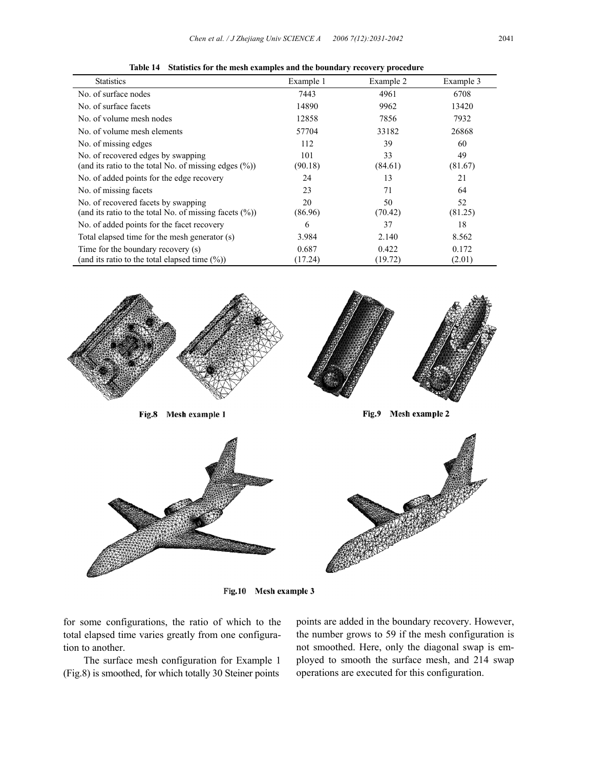**Table 14 Statistics for the mesh examples and the boundary recovery procedure**

| Statistics | Example 1 | Example 2 | Example 3 |
|---|---|---|---|
| No. of surface nodes | 7443 | 4961 | 6708 |
| No. of surface facets | 14890 | 9962 | 13420 |
| No. of volume mesh nodes | 12858 | 7856 | 7932 |
| No. of volume mesh elements | 57704 | 33182 | 26868 |
| No. of missing edges | 112 | 39 | 60 |
| No. of recovered edges by swapping (and its ratio to the total No. of missing edges (%)) | 101 (90.18) | 33 (84.61) | 49 (81.67) |
| No. of added points for the edge recovery | 24 | 13 | 21 |
| No. of missing facets | 23 | 71 | 64 |
| No. of recovered facets by swapping (and its ratio to the total No. of missing facets (%)) | 20 (86.96) | 50 (70.42) | 52 (81.25) |
| No. of added points for the facet recovery | 6 | 37 | 18 |
| Total elapsed time for the mesh generator (s) | 3.984 | 2.140 | 8.562 |
| Time for the boundary recovery (s) (and its ratio to the total elapsed time (%)) | 0.687 (17.24) | 0.422 (19.72) | 0.172 (2.01) |

**Fig.8 Mesh example 1**

**Fig.9 Mesh example 2**

**Fig.10 Mesh example 3**

for some configurations, the ratio of which to the total elapsed time varies greatly from one configuration to another.

The surface mesh configuration for Example 1 (Fig.8) is smoothed, for which totally 30 Steiner points points are added in the boundary recovery. However, the number grows to 59 if the mesh configuration is not smoothed. Here, only the diagonal swap is employed to smooth the surface mesh, and 214 swap operations are executed for this configuration.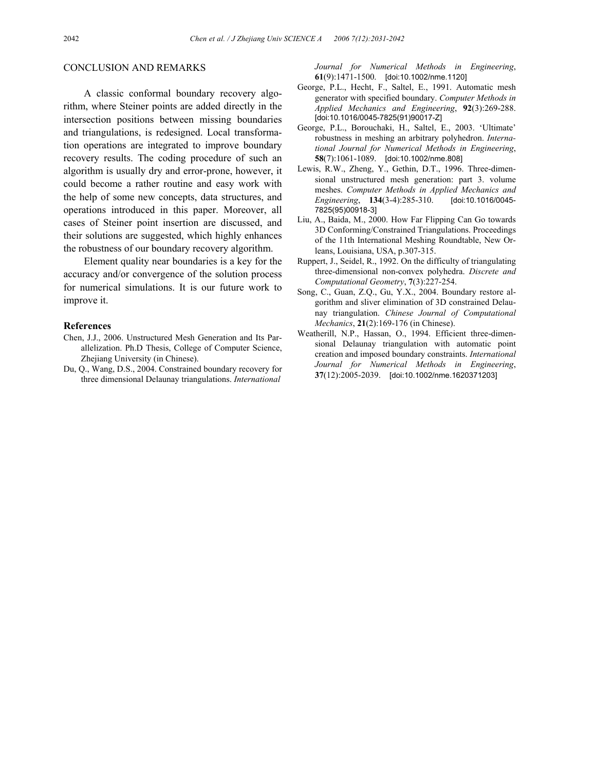## CONCLUSION AND REMARKS

A classic conformal boundary recovery algorithm, where Steiner points are added directly in the intersection positions between missing boundaries and triangulations, is redesigned. Local transformation operations are integrated to improve boundary recovery results. The coding procedure of such an algorithm is usually dry and error-prone, however, it could become a rather routine and easy work with the help of some new concepts, data structures, and operations introduced in this paper. Moreover, all cases of Steiner point insertion are discussed, and their solutions are suggested, which highly enhances the robustness of our boundary recovery algorithm.

Element quality near boundaries is a key for the accuracy and/or convergence of the solution process for numerical simulations. It is our future work to improve it.

## References

Chen, J.J., 2006. Unstructured Mesh Generation and Its Parallelization. Ph.D Thesis, College of Computer Science, Zhejiang University (in Chinese).

Du, Q., Wang, D.S., 2004. Constrained boundary recovery for three dimensional Delaunay triangulations. *International Journal for Numerical Methods in Engineering*, **61**(9):1471-1500. [doi:10.1002/nme.1120]

George, P.L., Hecht, F., Saltel, E., 1991. Automatic mesh generator with specified boundary. *Computer Methods in Applied Mechanics and Engineering*, **92**(3):269-288. [doi:10.1016/0045-7825(91)90017-Z]

George, P.L., Borouchaki, H., Saltel, E., 2003. 'Ultimate' robustness in meshing an arbitrary polyhedron. *International Journal for Numerical Methods in Engineering*, **58**(7):1061-1089. [doi:10.1002/nme.808]

Lewis, R.W., Zheng, Y., Gethin, D.T., 1996. Three-dimensional unstructured mesh generation: part 3. volume meshes. *Computer Methods in Applied Mechanics and Engineering*, **134**(3-4):285-310. [doi:10.1016/0045-7825(95)00918-3]

Liu, A., Baida, M., 2000. How Far Flipping Can Go towards 3D Conforming/Constrained Triangulations. Proceedings of the 11th International Meshing Roundtable, New Orleans, Louisiana, USA, p.307-315.

Ruppert, J., Seidel, R., 1992. On the difficulty of triangulating three-dimensional non-convex polyhedra. *Discrete and Computational Geometry*, **7**(3):227-254.

Song, C., Guan, Z.Q., Gu, Y.X., 2004. Boundary restore algorithm and sliver elimination of 3D constrained Delaunay triangulation. *Chinese Journal of Computational Mechanics*, **21**(2):169-176 (in Chinese).

Weatherill, N.P., Hassan, O., 1994. Efficient three-dimensional Delaunay triangulation with automatic point creation and imposed boundary constraints. *International Journal for Numerical Methods in Engineering*, **37**(12):2005-2039. [doi:10.1002/nme.1620371203]